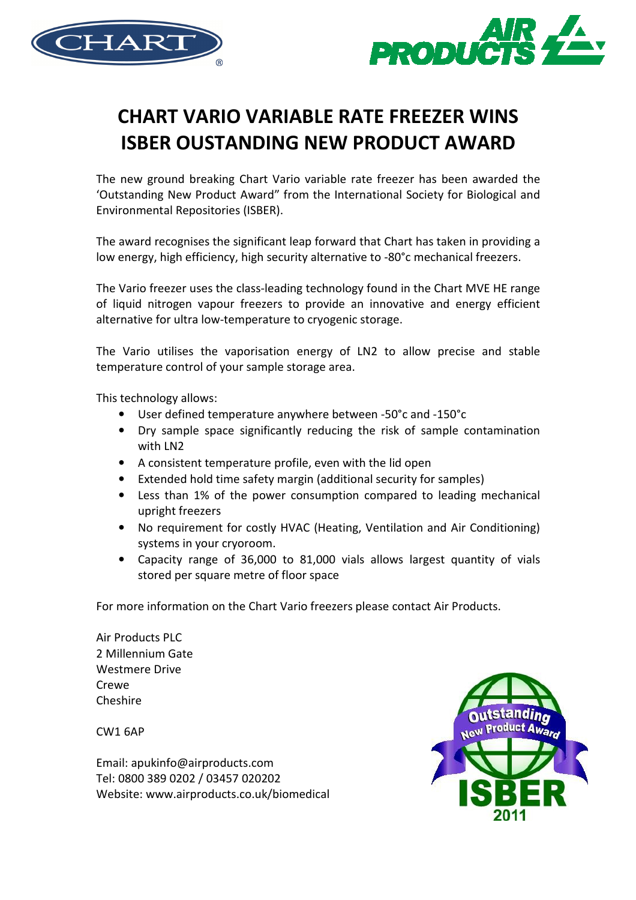# CHART VARIO VARIABLE RATE FREEZER WINS ISBER OUSTANDING NEW PRODUCT AWARD

The new ground breaking Chart Vario variable rate freezer has been awarded the 'Outstanding New Product Award" from the International Society for Biological and Environmental Repositories (ISBER).

The award recognises the significant leap forward that Chart has taken in providing a low energy, high efficiency, high security alternative to -80°c mechanical freezers.

The Vario freezer uses the class-leading technology found in the Chart MVE HE range of liquid nitrogen vapour freezers to provide an innovative and energy efficient alternative for ultra low-temperature to cryogenic storage.

The Vario utilises the vaporisation energy of LN2 to allow precise and stable temperature control of your sample storage area.

This technology allows:

- User defined temperature anywhere between -50°c and -150°c
- Dry sample space significantly reducing the risk of sample contamination with LN2
- A consistent temperature profile, even with the lid open
- Extended hold time safety margin (additional security for samples)
- Less than 1% of the power consumption compared to leading mechanical upright freezers
- No requirement for costly HVAC (Heating, Ventilation and Air Conditioning) systems in your cryoroom.
- Capacity range of 36,000 to 81,000 vials allows largest quantity of vials stored per square metre of floor space

For more information on the Chart Vario freezers please contact Air Products.

Air Products PLC
2 Millennium Gate
Westmere Drive
Crewe
Cheshire

CW1 6AP

Email: apukinfo@airproducts.com
Tel: 0800 389 0202 / 03457 020202
Website: www.airproducts.co.uk/biomedical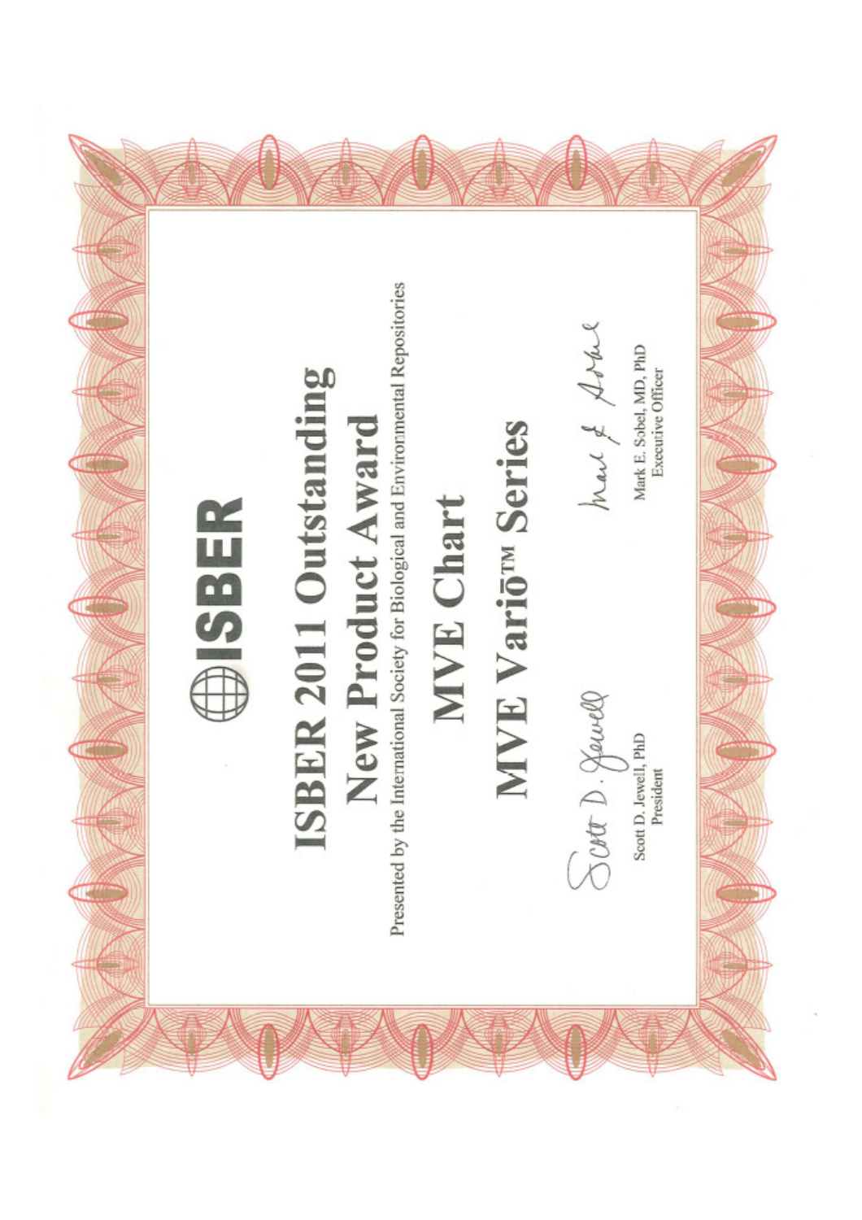# ISBER

## ISBER 2011 Outstanding New Product Award

Presented by the International Society for Biological and Environmental Repositories

## MVE Chart

## MVE Variō™ Series

Scott D. Jewell, PhD
President

Mark E. Sobel, MD, PhD
Executive Officer